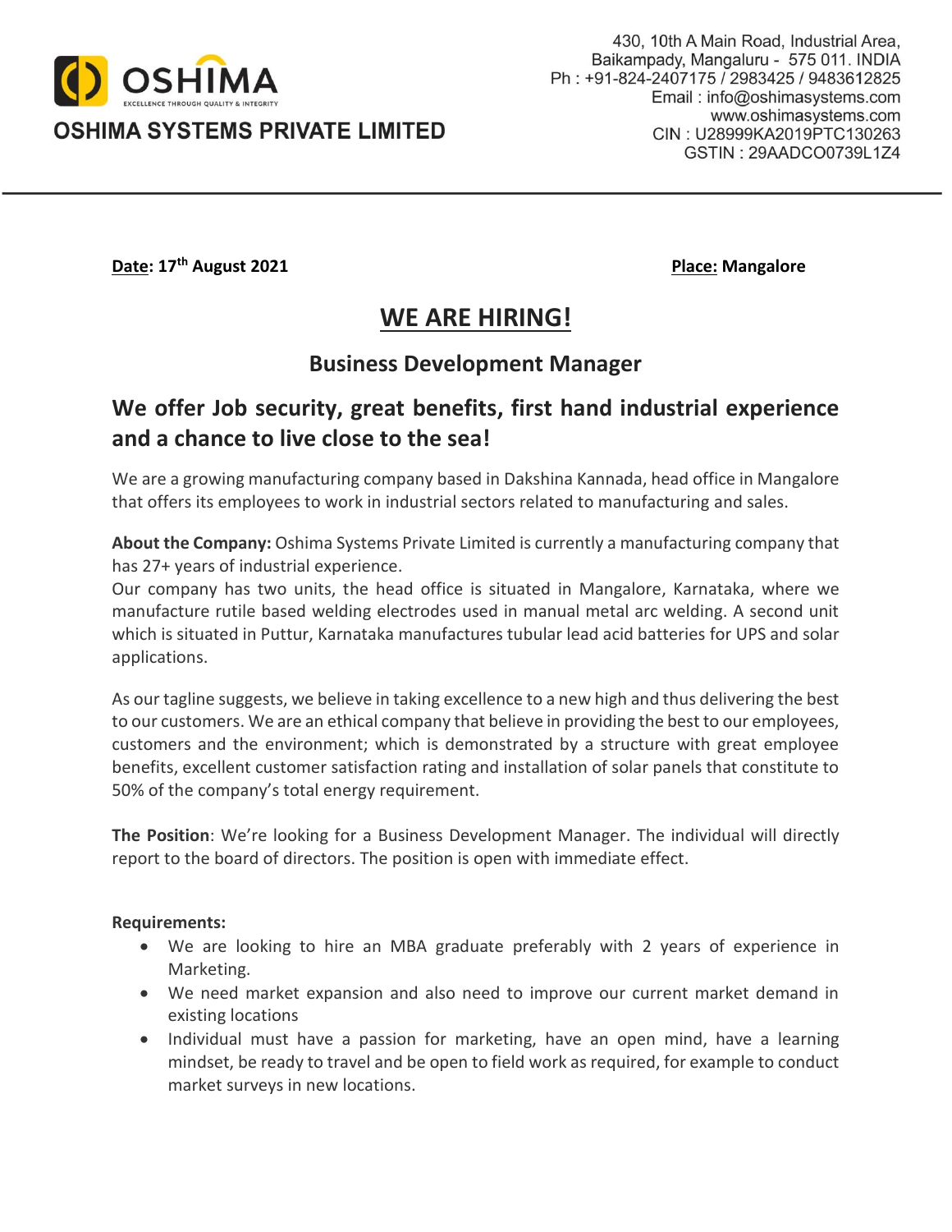OSHIMA
EXCELLENCE THROUGH QUALITY & INTEGRITY

**OSHIMA SYSTEMS PRIVATE LIMITED**

430, 10th A Main Road, Industrial Area,
Baikampady, Mangaluru - 575 011. INDIA
Ph : +91-824-2407175 / 2983425 / 9483612825
Email : info@oshimasystems.com
www.oshimasystems.com
CIN : U28999KA2019PTC130263
GSTIN : 29AADCO0739L1Z4

---

**Date: 17th August 2021** **Place: Mangalore**

# WE ARE HIRING!

## Business Development Manager

## We offer Job security, great benefits, first hand industrial experience and a chance to live close to the sea!

We are a growing manufacturing company based in Dakshina Kannada, head office in Mangalore that offers its employees to work in industrial sectors related to manufacturing and sales.

**About the Company:** Oshima Systems Private Limited is currently a manufacturing company that has 27+ years of industrial experience.
Our company has two units, the head office is situated in Mangalore, Karnataka, where we manufacture rutile based welding electrodes used in manual metal arc welding. A second unit which is situated in Puttur, Karnataka manufactures tubular lead acid batteries for UPS and solar applications.

As our tagline suggests, we believe in taking excellence to a new high and thus delivering the best to our customers. We are an ethical company that believe in providing the best to our employees, customers and the environment; which is demonstrated by a structure with great employee benefits, excellent customer satisfaction rating and installation of solar panels that constitute to 50% of the company's total energy requirement.

**The Position**: We're looking for a Business Development Manager. The individual will directly report to the board of directors. The position is open with immediate effect.

**Requirements:**

- We are looking to hire an MBA graduate preferably with 2 years of experience in Marketing.
- We need market expansion and also need to improve our current market demand in existing locations
- Individual must have a passion for marketing, have an open mind, have a learning mindset, be ready to travel and be open to field work as required, for example to conduct market surveys in new locations.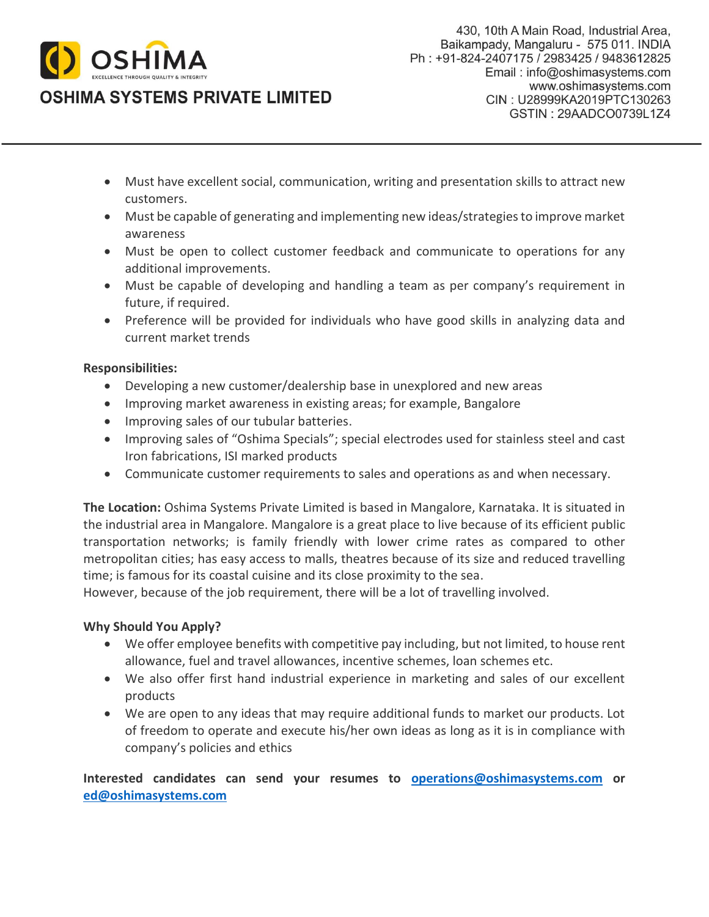- Must have excellent social, communication, writing and presentation skills to attract new customers.
- Must be capable of generating and implementing new ideas/strategies to improve market awareness
- Must be open to collect customer feedback and communicate to operations for any additional improvements.
- Must be capable of developing and handling a team as per company's requirement in future, if required.
- Preference will be provided for individuals who have good skills in analyzing data and current market trends

**Responsibilities:**

- Developing a new customer/dealership base in unexplored and new areas
- Improving market awareness in existing areas; for example, Bangalore
- Improving sales of our tubular batteries.
- Improving sales of "Oshima Specials"; special electrodes used for stainless steel and cast Iron fabrications, ISI marked products
- Communicate customer requirements to sales and operations as and when necessary.

**The Location:** Oshima Systems Private Limited is based in Mangalore, Karnataka. It is situated in the industrial area in Mangalore. Mangalore is a great place to live because of its efficient public transportation networks; is family friendly with lower crime rates as compared to other metropolitan cities; has easy access to malls, theatres because of its size and reduced travelling time; is famous for its coastal cuisine and its close proximity to the sea.
However, because of the job requirement, there will be a lot of travelling involved.

**Why Should You Apply?**

- We offer employee benefits with competitive pay including, but not limited, to house rent allowance, fuel and travel allowances, incentive schemes, loan schemes etc.
- We also offer first hand industrial experience in marketing and sales of our excellent products
- We are open to any ideas that may require additional funds to market our products. Lot of freedom to operate and execute his/her own ideas as long as it is in compliance with company's policies and ethics

**Interested candidates can send your resumes to operations@oshimasystems.com or ed@oshimasystems.com**